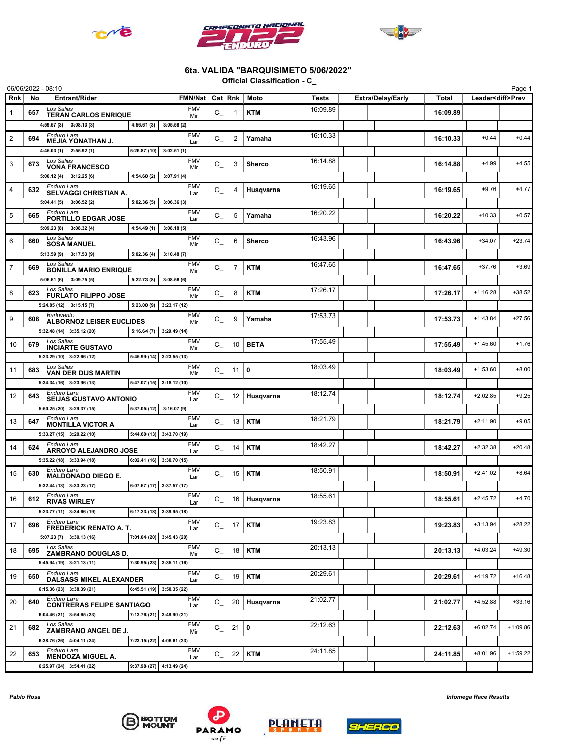# 6ta. VALIDA "BARQUISIMETO 5/06/2022"

**Official Classification - C_**

06/06/2022 - 08:10

| Rnk | No | Entrant/Rider | FMN/Nat | Cat | Rnk | Moto | Tests | Extra/Delay/Early | Total | Leader<diff>Prev | |
|---|---|---|---|---|---|---|---|---|---|---|---|
| 1 | 657 | *Los Salias* **TERAN CARLOS ENRIQUE** | FMV Mir | C_ | 1 | KTM | 16:09.89 | | **16:09.89** | | |
| | | 4:59.57 (3) / 3:08.13 (3) / 4:56.61 (3) / 3:05.58 (2) | | | | | | | | | |
| 2 | 694 | *Enduro Lara* **MEJIA YONATHAN J.** | FMV Lar | C_ | 2 | Yamaha | 16:10.33 | | **16:10.33** | +0.44 | +0.44 |
| | | 4:45.03 (1) / 2:55.92 (1) / 5:26.87 (10) / 3:02.51 (1) | | | | | | | | | |
| 3 | 673 | *Los Salias* **VONA FRANCESCO** | FMV Mir | C_ | 3 | Sherco | 16:14.88 | | **16:14.88** | +4.99 | +4.55 |
| | | 5:00.12 (4) / 3:12.25 (6) / 4:54.60 (2) / 3:07.91 (4) | | | | | | | | | |
| 4 | 632 | *Enduro Lara* **SELVAGGI CHRISTIAN A.** | FMV Lar | C_ | 4 | Husqvarna | 16:19.65 | | **16:19.65** | +9.76 | +4.77 |
| | | 5:04.41 (5) / 3:06.52 (2) / 5:02.36 (5) / 3:06.36 (3) | | | | | | | | | |
| 5 | 665 | *Enduro Lara* **PORTILLO EDGAR JOSE** | FMV Lar | C_ | 5 | Yamaha | 16:20.22 | | **16:20.22** | +10.33 | +0.57 |
| | | 5:09.23 (8) / 3:08.32 (4) / 4:54.49 (1) / 3:08.18 (5) | | | | | | | | | |
| 6 | 660 | *Los Salias* **SOSA MANUEL** | FMV Mir | C_ | 6 | Sherco | 16:43.96 | | **16:43.96** | +34.07 | +23.74 |
| | | 5:13.59 (9) / 3:17.53 (9) / 5:02.36 (4) / 3:10.48 (7) | | | | | | | | | |
| 7 | 669 | *Los Salias* **BONILLA MARIO ENRIQUE** | FMV Mir | C_ | 7 | KTM | 16:47.65 | | **16:47.65** | +37.76 | +3.69 |
| | | 5:06.61 (6) / 3:09.75 (5) / 5:22.73 (8) / 3:08.56 (6) | | | | | | | | | |
| 8 | 623 | *Los Salias* **FURLATO FILIPPO JOSE** | FMV Mir | C_ | 8 | KTM | 17:26.17 | | **17:26.17** | +1:16.28 | +38.52 |
| | | 5:24.85 (12) / 3:15.15 (7) / 5:23.00 (9) / 3:23.17 (12) | | | | | | | | | |
| 9 | 608 | *Barlovento* **ALBORNOZ LEISER EUCLIDES** | FMV Mir | C_ | 9 | Yamaha | 17:53.73 | | **17:53.73** | +1:43.84 | +27.56 |
| | | 5:32.48 (14) / 3:35.12 (20) / 5:16.64 (7) / 3:29.49 (14) | | | | | | | | | |
| 10 | 679 | *Los Salias* **INCIARTE GUSTAVO** | FMV Mir | C_ | 10 | BETA | 17:55.49 | | **17:55.49** | +1:45.60 | +1.76 |
| | | 5:23.29 (10) / 3:22.66 (12) / 5:45.99 (14) / 3:23.55 (13) | | | | | | | | | |
| 11 | 683 | *Los Salias* **VAN DER DIJS MARTIN** | FMV Mir | C_ | 11 | 0 | 18:03.49 | | **18:03.49** | +1:53.60 | +8.00 |
| | | 5:34.34 (16) / 3:23.96 (13) / 5:47.07 (15) / 3:18.12 (10) | | | | | | | | | |
| 12 | 643 | *Enduro Lara* **SEIJAS GUSTAVO ANTONIO** | FMV Lar | C_ | 12 | Husqvarna | 18:12.74 | | **18:12.74** | +2:02.85 | +9.25 |
| | | 5:50.25 (20) / 3:29.37 (15) / 5:37.05 (12) / 3:16.07 (9) | | | | | | | | | |
| 13 | 647 | *Enduro Lara* **MONTILLA VICTOR A** | FMV Lar | C_ | 13 | KTM | 18:21.79 | | **18:21.79** | +2:11.90 | +9.05 |
| | | 5:33.27 (15) / 3:20.22 (10) / 5:44.60 (13) / 3:43.70 (19) | | | | | | | | | |
| 14 | 624 | *Enduro Lara* **ARROYO ALEJANDRO JOSE** | FMV Lar | C_ | 14 | KTM | 18:42.27 | | **18:42.27** | +2:32.38 | +20.48 |
| | | 5:35.22 (18) / 3:33.94 (18) / 6:02.41 (16) / 3:30.70 (15) | | | | | | | | | |
| 15 | 630 | *Enduro Lara* **MALDONADO DIEGO E.** | FMV Lar | C_ | 15 | KTM | 18:50.91 | | **18:50.91** | +2:41.02 | +8.64 |
| | | 5:32.44 (13) / 3:33.23 (17) / 6:07.67 (17) / 3:37.57 (17) | | | | | | | | | |
| 16 | 612 | *Enduro Lara* **RIVAS WIRLEY** | FMV Lar | C_ | 16 | Husqvarna | 18:55.61 | | **18:55.61** | +2:45.72 | +4.70 |
| | | 5:23.77 (11) / 3:34.66 (19) / 6:17.23 (18) / 3:39.95 (18) | | | | | | | | | |
| 17 | 696 | *Enduro Lara* **FREDERICK RENATO A. T.** | FMV Lar | C_ | 17 | KTM | 19:23.83 | | **19:23.83** | +3:13.94 | +28.22 |
| | | 5:07.23 (7) / 3:30.13 (16) / 7:01.04 (20) / 3:45.43 (20) | | | | | | | | | |
| 18 | 695 | *Los Salias* **ZAMBRANO DOUGLAS D.** | FMV Mir | C_ | 18 | KTM | 20:13.13 | | **20:13.13** | +4:03.24 | +49.30 |
| | | 5:45.94 (19) / 3:21.13 (11) / 7:30.95 (23) / 3:35.11 (16) | | | | | | | | | |
| 19 | 650 | *Enduro Lara* **DALSASS MIKEL ALEXANDER** | FMV Lar | C_ | 19 | KTM | 20:29.61 | | **20:29.61** | +4:19.72 | +16.48 |
| | | 6:15.36 (23) / 3:38.39 (21) / 6:45.51 (19) / 3:50.35 (22) | | | | | | | | | |
| 20 | 640 | *Enduro Lara* **CONTRERAS FELIPE SANTIAGO** | FMV Lar | C_ | 20 | Husqvarna | 21:02.77 | | **21:02.77** | +4:52.88 | +33.16 |
| | | 6:04.46 (21) / 3:54.65 (23) / 7:13.76 (21) / 3:49.90 (21) | | | | | | | | | |
| 21 | 682 | *Los Salias* **ZAMBRANO ANGEL DE J.** | FMV Mir | C_ | 21 | 0 | 22:12.63 | | **22:12.63** | +6:02.74 | +1:09.86 |
| | | 6:38.76 (26) / 4:04.11 (24) / 7:23.15 (22) / 4:06.61 (23) | | | | | | | | | |
| 22 | 653 | *Enduro Lara* **MENDOZA MIGUEL A.** | FMV Lar | C_ | 22 | KTM | 24:11.85 | | **24:11.85** | +8:01.96 | +1:59.22 |
| | | 6:25.97 (24) / 3:54.41 (22) / 9:37.98 (27) / 4:13.49 (24) | | | | | | | | | |

*Pablo Rosa*

*Infomega Race Results*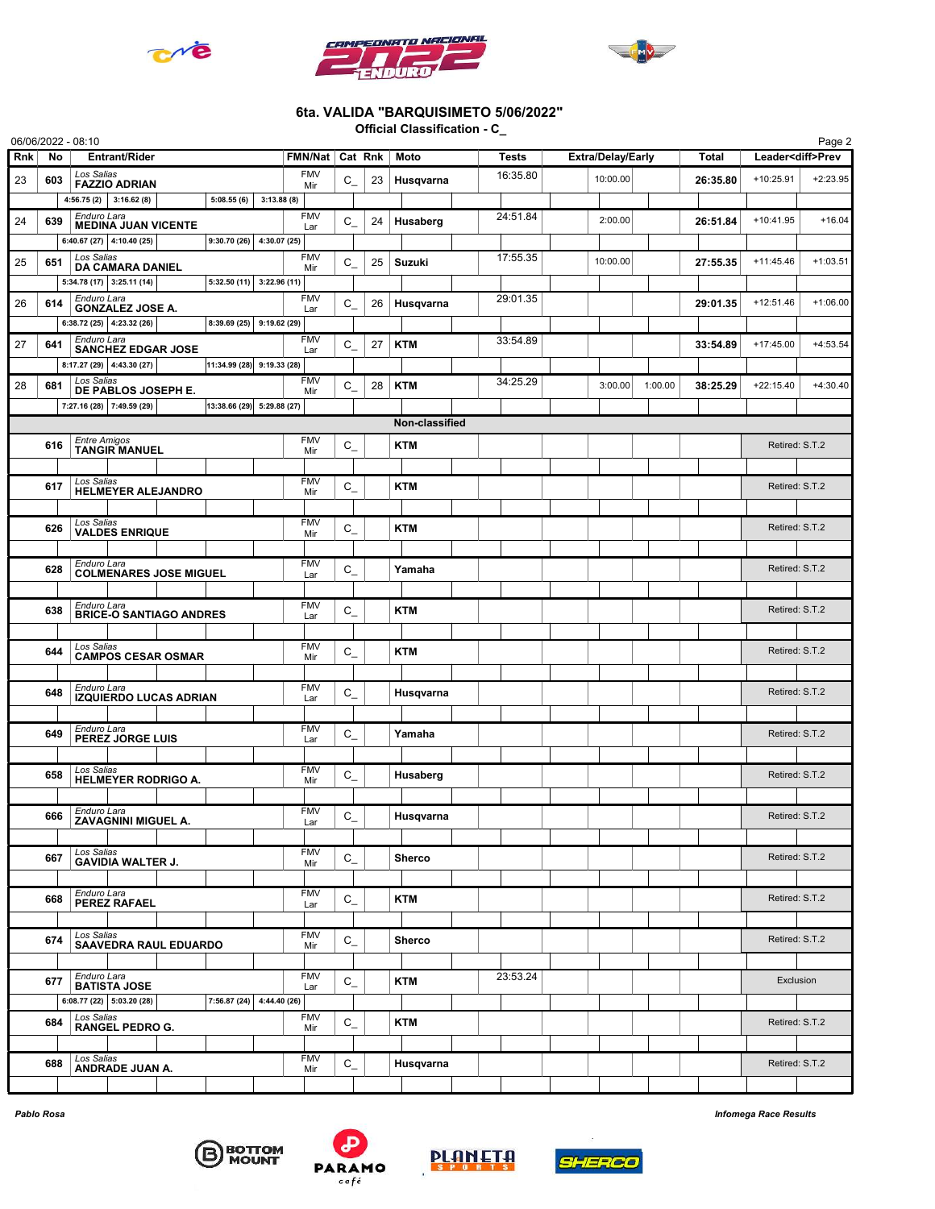## 6ta. VALIDA "BARQUISIMETO 5/06/2022"

### Official Classification - C_

06/06/2022 - 08:10

| Rnk | No | Entrant/Rider | FMN/Nat | Cat | Rnk | Moto | Tests | Extra/Delay/Early | | | Total | Leader<diff>Prev | |
|---|---|---|---|---|---|---|---|---|---|---|---|---|---|
| 23 | 603 | *Los Salias* **FAZZIO ADRIAN** | FMV Mir | C_ | 23 | Husqvarna | 16:35.80 | 10:00.00 | | | **26:35.80** | +10:25.91 | +2:23.95 |
| | | 4:56.75 (2) 3:16.62 (8) 5:08.55 (6) 3:13.88 (8) | | | | | | | | | | | |
| 24 | 639 | *Enduro Lara* **MEDINA JUAN VICENTE** | FMV Lar | C_ | 24 | Husaberg | 24:51.84 | 2:00.00 | | | **26:51.84** | +10:41.95 | +16.04 |
| | | 6:40.67 (27) 4:10.40 (25) 9:30.70 (26) 4:30.07 (25) | | | | | | | | | | | |
| 25 | 651 | *Los Salias* **DA CAMARA DANIEL** | FMV Mir | C_ | 25 | Suzuki | 17:55.35 | 10:00.00 | | | **27:55.35** | +11:45.46 | +1:03.51 |
| | | 5:34.78 (17) 3:25.11 (14) 5:32.50 (11) 3:22.96 (11) | | | | | | | | | | | |
| 26 | 614 | *Enduro Lara* **GONZALEZ JOSE A.** | FMV Lar | C_ | 26 | Husqvarna | 29:01.35 | | | | **29:01.35** | +12:51.46 | +1:06.00 |
| | | 6:38.72 (25) 4:23.32 (26) 8:39.69 (25) 9:19.62 (29) | | | | | | | | | | | |
| 27 | 641 | *Enduro Lara* **SANCHEZ EDGAR JOSE** | FMV Lar | C_ | 27 | KTM | 33:54.89 | | | | **33:54.89** | +17:45.00 | +4:53.54 |
| | | 8:17.27 (29) 4:43.30 (27) 11:34.99 (28) 9:19.33 (28) | | | | | | | | | | | |
| 28 | 681 | *Los Salias* **DE PABLOS JOSEPH E.** | FMV Mir | C_ | 28 | KTM | 34:25.29 | 3:00.00 | 1:00.00 | | **38:25.29** | +22:15.40 | +4:30.40 |
| | | 7:27.16 (28) 7:49.59 (29) 13:38.66 (29) 5:29.88 (27) | | | | | | | | | | | |
| | | | | | | **Non-classified** | | | | | | | |
| | 616 | *Entre Amigos* **TANGIR MANUEL** | FMV Mir | C_ | | KTM | | | | | | Retired: S.T.2 | |
| | 617 | *Los Salias* **HELMEYER ALEJANDRO** | FMV Mir | C_ | | KTM | | | | | | Retired: S.T.2 | |
| | 626 | *Los Salias* **VALDES ENRIQUE** | FMV Mir | C_ | | KTM | | | | | | Retired: S.T.2 | |
| | 628 | *Enduro Lara* **COLMENARES JOSE MIGUEL** | FMV Lar | C_ | | Yamaha | | | | | | Retired: S.T.2 | |
| | 638 | *Enduro Lara* **BRICE-O SANTIAGO ANDRES** | FMV Lar | C_ | | KTM | | | | | | Retired: S.T.2 | |
| | 644 | *Los Salias* **CAMPOS CESAR OSMAR** | FMV Mir | C_ | | KTM | | | | | | Retired: S.T.2 | |
| | 648 | *Enduro Lara* **IZQUIERDO LUCAS ADRIAN** | FMV Lar | C_ | | Husqvarna | | | | | | Retired: S.T.2 | |
| | 649 | *Enduro Lara* **PEREZ JORGE LUIS** | FMV Lar | C_ | | Yamaha | | | | | | Retired: S.T.2 | |
| | 658 | *Los Salias* **HELMEYER RODRIGO A.** | FMV Mir | C_ | | Husaberg | | | | | | Retired: S.T.2 | |
| | 666 | *Enduro Lara* **ZAVAGNINI MIGUEL A.** | FMV Lar | C_ | | Husqvarna | | | | | | Retired: S.T.2 | |
| | 667 | *Los Salias* **GAVIDIA WALTER J.** | FMV Mir | C_ | | Sherco | | | | | | Retired: S.T.2 | |
| | 668 | *Enduro Lara* **PEREZ RAFAEL** | FMV Lar | C_ | | KTM | | | | | | Retired: S.T.2 | |
| | 674 | *Los Salias* **SAAVEDRA RAUL EDUARDO** | FMV Mir | C_ | | Sherco | | | | | | Retired: S.T.2 | |
| | 677 | *Enduro Lara* **BATISTA JOSE** | FMV Lar | C_ | | KTM | 23:53.24 | | | | | Exclusion | |
| | | 6:08.77 (22) 5:03.20 (28) 7:56.87 (24) 4:44.40 (26) | | | | | | | | | | | |
| | 684 | *Los Salias* **RANGEL PEDRO G.** | FMV Mir | C_ | | KTM | | | | | | Retired: S.T.2 | |
| | 688 | *Los Salias* **ANDRADE JUAN A.** | FMV Mir | C_ | | Husqvarna | | | | | | Retired: S.T.2 | |

*Pablo Rosa* — *Infomega Race Results*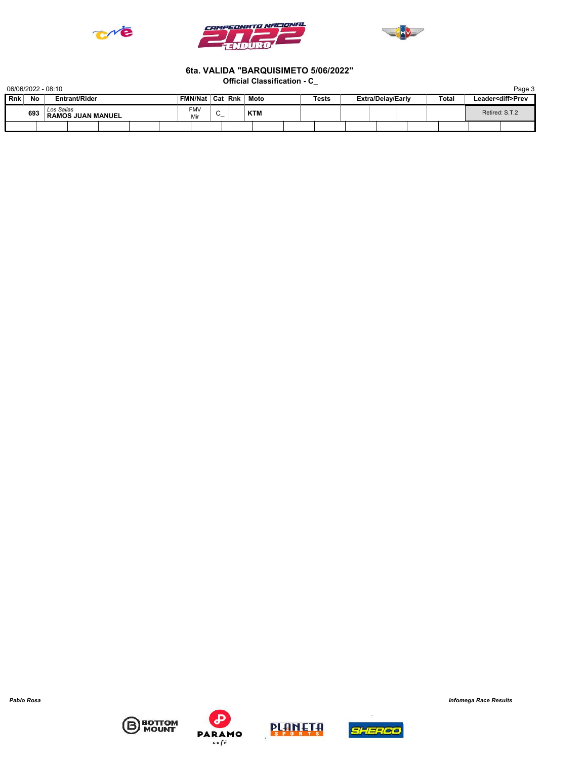# 6ta. VALIDA "BARQUISIMETO 5/06/2022"

## Official Classification - C_

06/06/2022 - 08:10

| Rnk | No | Entrant/Rider | FMN/Nat | Cat | Rnk | Moto | Tests | Extra/Delay/Early | Total | Leader<diff>Prev |
|---|---|---|---|---|---|---|---|---|---|---|
| | 693 | *Los Salias* **RAMOS JUAN MANUEL** | FMV Mir | C_ | | **KTM** | | | | Retired: S.T.2 |

*Pablo Rosa*

*Infomega Race Results*